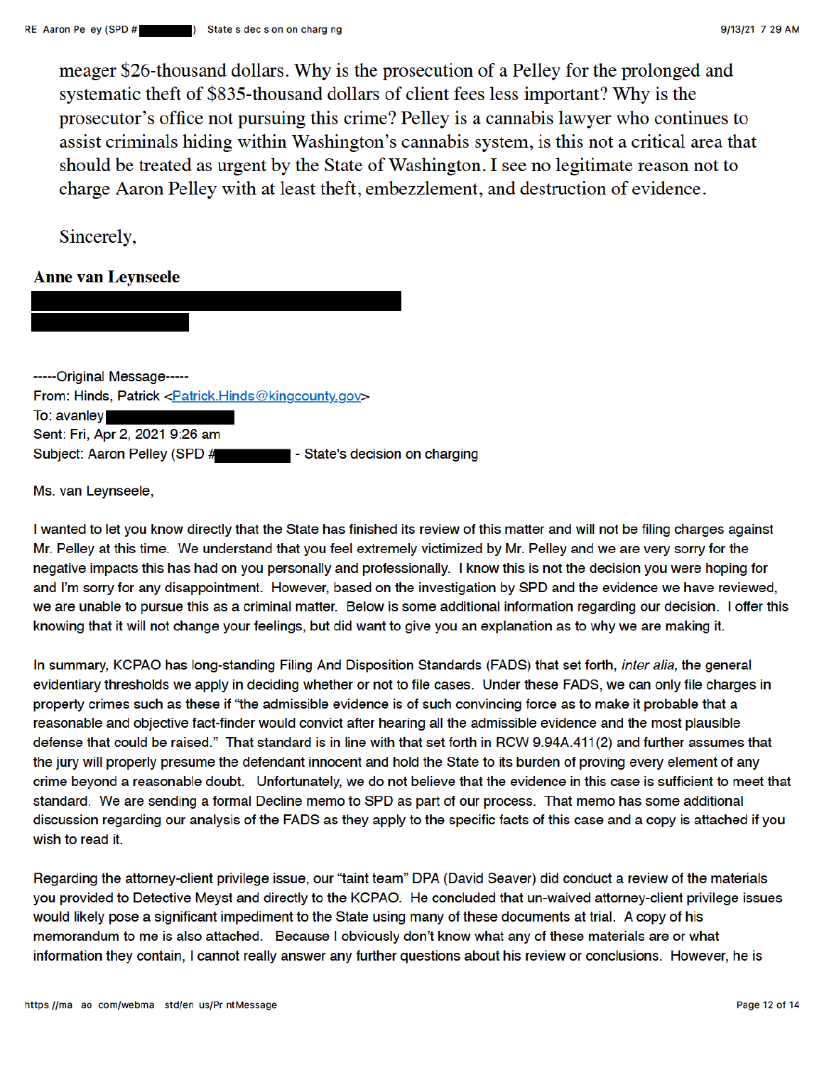meager $26-thousand dollars. Why is the prosecution of a Pelley for the prolonged and systematic theft of $835-thousand dollars of client fees less important? Why is the prosecutor's office not pursuing this crime? Pelley is a cannabis lawyer who continues to assist criminals hiding within Washington's cannabis system, is this not a critical area that should be treated as urgent by the State of Washington. I see no legitimate reason not to charge Aaron Pelley with at least theft, embezzlement, and destruction of evidence.

Sincerely,

**Anne van Leynseele**

-----Original Message-----
From: Hinds, Patrick <Patrick.Hinds@kingcounty.gov>
To: avanley
Sent: Fri, Apr 2, 2021 9:26 am
Subject: Aaron Pelley (SPD # - State's decision on charging

Ms. van Leynseele,

I wanted to let you know directly that the State has finished its review of this matter and will not be filing charges against Mr. Pelley at this time. We understand that you feel extremely victimized by Mr. Pelley and we are very sorry for the negative impacts this has had on you personally and professionally. I know this is not the decision you were hoping for and I'm sorry for any disappointment. However, based on the investigation by SPD and the evidence we have reviewed, we are unable to pursue this as a criminal matter. Below is some additional information regarding our decision. I offer this knowing that it will not change your feelings, but did want to give you an explanation as to why we are making it.

In summary, KCPAO has long-standing Filing And Disposition Standards (FADS) that set forth, *inter alia*, the general evidentiary thresholds we apply in deciding whether or not to file cases. Under these FADS, we can only file charges in property crimes such as these if "the admissible evidence is of such convincing force as to make it probable that a reasonable and objective fact-finder would convict after hearing all the admissible evidence and the most plausible defense that could be raised." That standard is in line with that set forth in RCW 9.94A.411(2) and further assumes that the jury will properly presume the defendant innocent and hold the State to its burden of proving every element of any crime beyond a reasonable doubt. Unfortunately, we do not believe that the evidence in this case is sufficient to meet that standard. We are sending a formal Decline memo to SPD as part of our process. That memo has some additional discussion regarding our analysis of the FADS as they apply to the specific facts of this case and a copy is attached if you wish to read it.

Regarding the attorney-client privilege issue, our "taint team" DPA (David Seaver) did conduct a review of the materials you provided to Detective Meyst and directly to the KCPAO. He concluded that un-waived attorney-client privilege issues would likely pose a significant impediment to the State using many of these documents at trial. A copy of his memorandum to me is also attached. Because I obviously don't know what any of these materials are or what information they contain, I cannot really answer any further questions about his review or conclusions. However, he is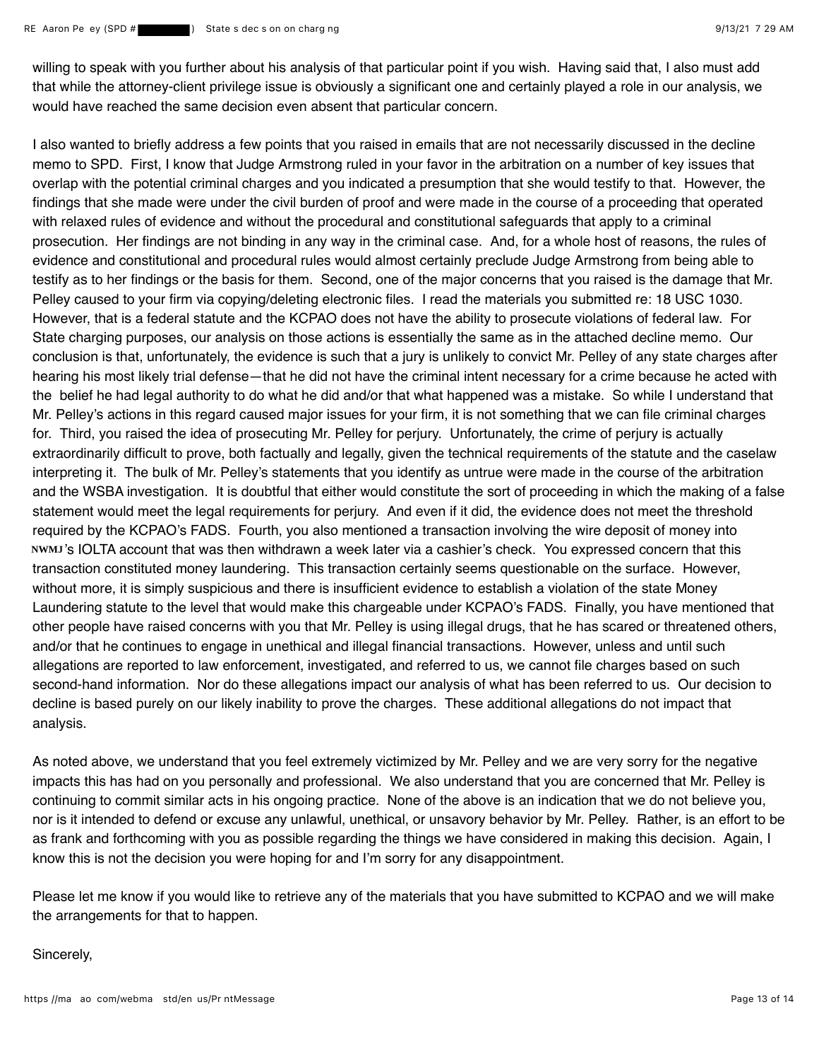willing to speak with you further about his analysis of that particular point if you wish. Having said that, I also must add that while the attorney-client privilege issue is obviously a significant one and certainly played a role in our analysis, we would have reached the same decision even absent that particular concern.

I also wanted to briefly address a few points that you raised in emails that are not necessarily discussed in the decline memo to SPD. First, I know that Judge Armstrong ruled in your favor in the arbitration on a number of key issues that overlap with the potential criminal charges and you indicated a presumption that she would testify to that. However, the findings that she made were under the civil burden of proof and were made in the course of a proceeding that operated with relaxed rules of evidence and without the procedural and constitutional safeguards that apply to a criminal prosecution. Her findings are not binding in any way in the criminal case. And, for a whole host of reasons, the rules of evidence and constitutional and procedural rules would almost certainly preclude Judge Armstrong from being able to testify as to her findings or the basis for them. Second, one of the major concerns that you raised is the damage that Mr. Pelley caused to your firm via copying/deleting electronic files. I read the materials you submitted re: 18 USC 1030. However, that is a federal statute and the KCPAO does not have the ability to prosecute violations of federal law. For State charging purposes, our analysis on those actions is essentially the same as in the attached decline memo. Our conclusion is that, unfortunately, the evidence is such that a jury is unlikely to convict Mr. Pelley of any state charges after hearing his most likely trial defense—that he did not have the criminal intent necessary for a crime because he acted with the belief he had legal authority to do what he did and/or that what happened was a mistake. So while I understand that Mr. Pelley's actions in this regard caused major issues for your firm, it is not something that we can file criminal charges for. Third, you raised the idea of prosecuting Mr. Pelley for perjury. Unfortunately, the crime of perjury is actually extraordinarily difficult to prove, both factually and legally, given the technical requirements of the statute and the caselaw interpreting it. The bulk of Mr. Pelley's statements that you identify as untrue were made in the course of the arbitration and the WSBA investigation. It is doubtful that either would constitute the sort of proceeding in which the making of a false statement would meet the legal requirements for perjury. And even if it did, the evidence does not meet the threshold required by the KCPAO's FADS. Fourth, you also mentioned a transaction involving the wire deposit of money into NWMJ's IOLTA account that was then withdrawn a week later via a cashier's check. You expressed concern that this transaction constituted money laundering. This transaction certainly seems questionable on the surface. However, without more, it is simply suspicious and there is insufficient evidence to establish a violation of the state Money Laundering statute to the level that would make this chargeable under KCPAO's FADS. Finally, you have mentioned that other people have raised concerns with you that Mr. Pelley is using illegal drugs, that he has scared or threatened others, and/or that he continues to engage in unethical and illegal financial transactions. However, unless and until such allegations are reported to law enforcement, investigated, and referred to us, we cannot file charges based on such second-hand information. Nor do these allegations impact our analysis of what has been referred to us. Our decision to decline is based purely on our likely inability to prove the charges. These additional allegations do not impact that analysis.

As noted above, we understand that you feel extremely victimized by Mr. Pelley and we are very sorry for the negative impacts this has had on you personally and professional. We also understand that you are concerned that Mr. Pelley is continuing to commit similar acts in his ongoing practice. None of the above is an indication that we do not believe you, nor is it intended to defend or excuse any unlawful, unethical, or unsavory behavior by Mr. Pelley. Rather, is an effort to be as frank and forthcoming with you as possible regarding the things we have considered in making this decision. Again, I know this is not the decision you were hoping for and I'm sorry for any disappointment.

Please let me know if you would like to retrieve any of the materials that you have submitted to KCPAO and we will make the arrangements for that to happen.

Sincerely,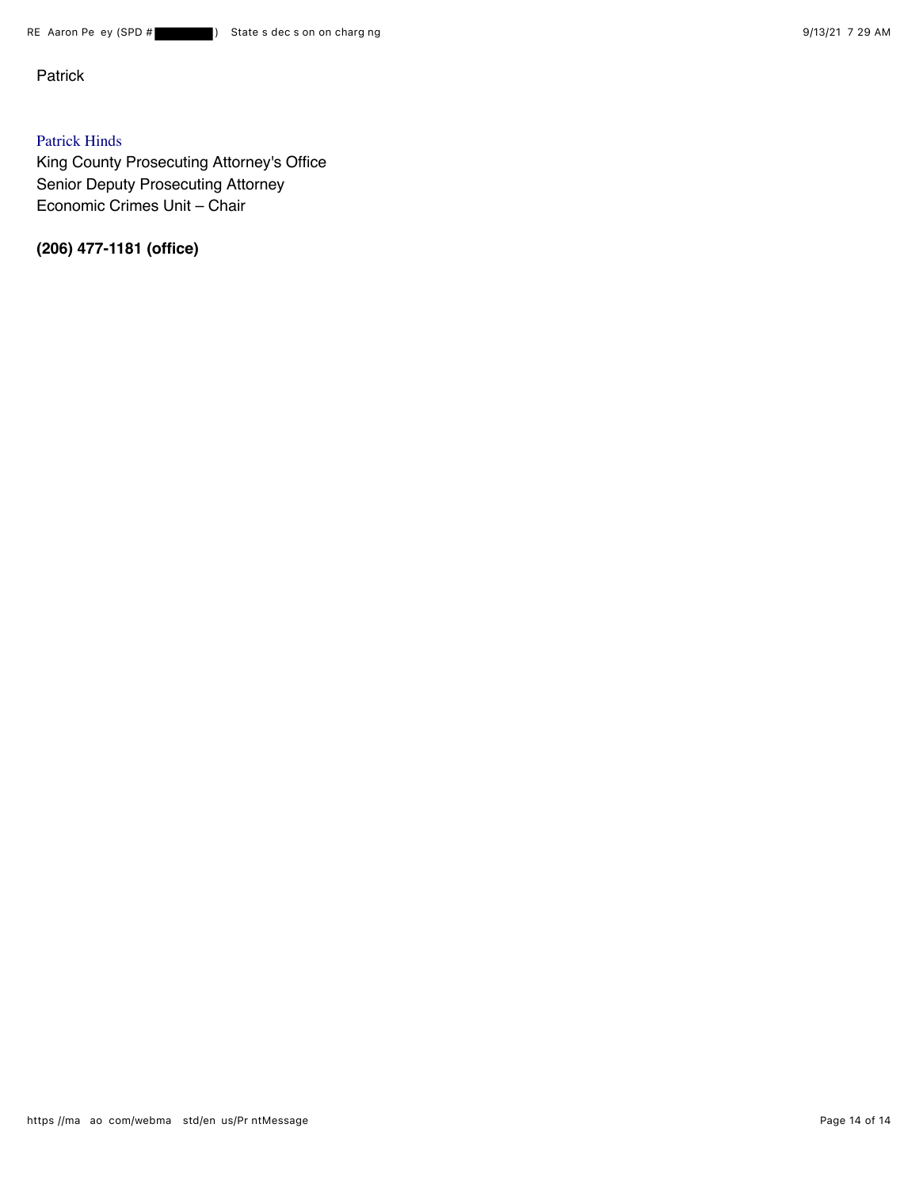Patrick

Patrick Hinds
King County Prosecuting Attorney's Office
Senior Deputy Prosecuting Attorney
Economic Crimes Unit – Chair

**(206) 477-1181 (office)**